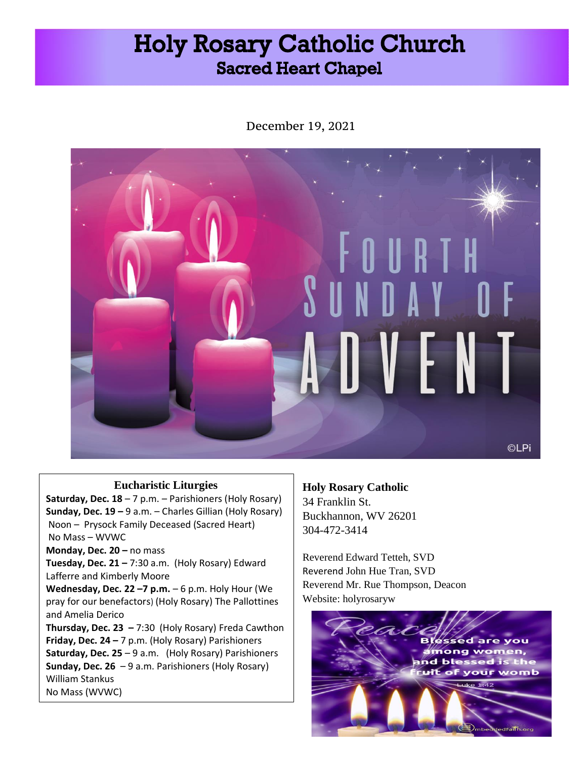# Holy Rosary Catholic Church

## Sacred Heart Chapel

December 19, 2021

### Eucharistic Liturgies

**Saturday, Dec. 18** – 7 p.m. – Parishioners (Holy Rosary)
**Sunday, Dec. 19 –** 9 a.m. – Charles Gillian (Holy Rosary)
Noon – Prysock Family Deceased (Sacred Heart)
No Mass – WVWC
**Monday, Dec. 20 –** no mass
**Tuesday, Dec. 21 –** 7:30 a.m. (Holy Rosary) Edward Lafferre and Kimberly Moore
**Wednesday, Dec. 22 –7 p.m.** – 6 p.m. Holy Hour (We pray for our benefactors) (Holy Rosary) The Pallottines and Amelia Derico
**Thursday, Dec. 23 –** 7:30 (Holy Rosary) Freda Cawthon
**Friday, Dec. 24 –** 7 p.m. (Holy Rosary) Parishioners
**Saturday, Dec. 25** – 9 a.m. (Holy Rosary) Parishioners
**Sunday, Dec. 26** – 9 a.m. Parishioners (Holy Rosary) William Stankus
No Mass (WVWC)

**Holy Rosary Catholic**
34 Franklin St.
Buckhannon, WV 26201
304-472-3414

Reverend Edward Tetteh, SVD
Reverend John Hue Tran, SVD
Reverend Mr. Rue Thompson, Deacon
Website: holyrosaryw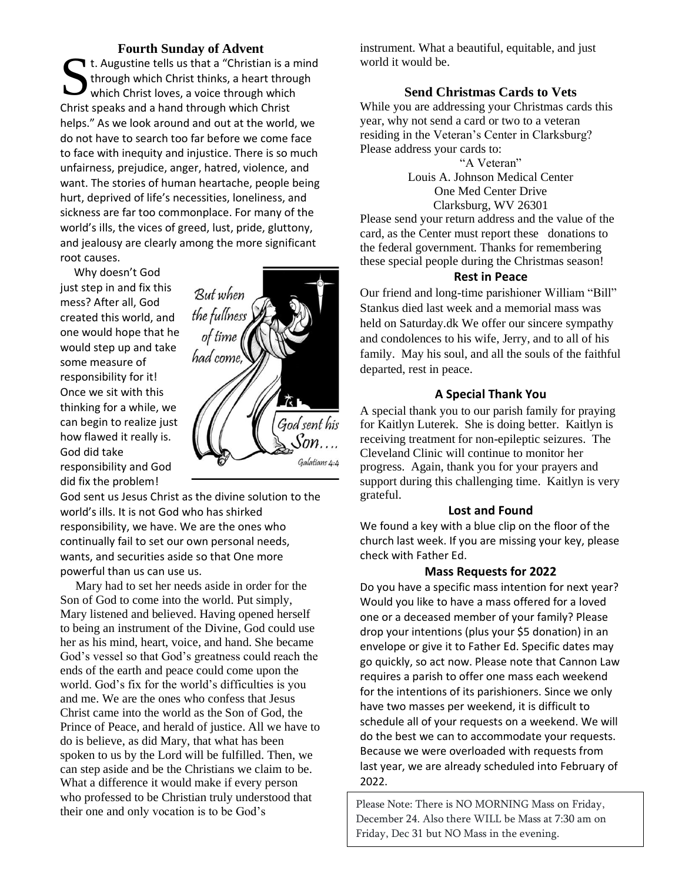## Fourth Sunday of Advent

St. Augustine tells us that a "Christian is a mind through which Christ thinks, a heart through which Christ loves, a voice through which Christ speaks and a hand through which Christ helps." As we look around and out at the world, we do not have to search too far before we come face to face with inequity and injustice. There is so much unfairness, prejudice, anger, hatred, violence, and want. The stories of human heartache, people being hurt, deprived of life's necessities, loneliness, and sickness are far too commonplace. For many of the world's ills, the vices of greed, lust, pride, gluttony, and jealousy are clearly among the more significant root causes.

Why doesn't God just step in and fix this mess? After all, God created this world, and one would hope that he would step up and take some measure of responsibility for it! Once we sit with this thinking for a while, we can begin to realize just how flawed it really is. God did take responsibility and God did fix the problem! God sent us Jesus Christ as the divine solution to the world's ills. It is not God who has shirked responsibility, we have. We are the ones who continually fail to set our own personal needs, wants, and securities aside so that One more powerful than us can use us.

*But when the fullness of time had come, God sent his Son....* Galatians 4:4

Mary had to set her needs aside in order for the Son of God to come into the world. Put simply, Mary listened and believed. Having opened herself to being an instrument of the Divine, God could use her as his mind, heart, voice, and hand. She became God's vessel so that God's greatness could reach the ends of the earth and peace could come upon the world. God's fix for the world's difficulties is you and me. We are the ones who confess that Jesus Christ came into the world as the Son of God, the Prince of Peace, and herald of justice. All we have to do is believe, as did Mary, that what has been spoken to us by the Lord will be fulfilled. Then, we can step aside and be the Christians we claim to be. What a difference it would make if every person who professed to be Christian truly understood that their one and only vocation is to be God's instrument. What a beautiful, equitable, and just world it would be.

### Send Christmas Cards to Vets

While you are addressing your Christmas cards this year, why not send a card or two to a veteran residing in the Veteran's Center in Clarksburg? Please address your cards to:

"A Veteran"
Louis A. Johnson Medical Center
One Med Center Drive
Clarksburg, WV 26301

Please send your return address and the value of the card, as the Center must report these donations to the federal government. Thanks for remembering these special people during the Christmas season!

### Rest in Peace

Our friend and long-time parishioner William "Bill" Stankus died last week and a memorial mass was held on Saturday.dk We offer our sincere sympathy and condolences to his wife, Jerry, and to all of his family. May his soul, and all the souls of the faithful departed, rest in peace.

### A Special Thank You

A special thank you to our parish family for praying for Kaitlyn Luterek. She is doing better. Kaitlyn is receiving treatment for non-epileptic seizures. The Cleveland Clinic will continue to monitor her progress. Again, thank you for your prayers and support during this challenging time. Kaitlyn is very grateful.

### Lost and Found

We found a key with a blue clip on the floor of the church last week. If you are missing your key, please check with Father Ed.

### Mass Requests for 2022

Do you have a specific mass intention for next year? Would you like to have a mass offered for a loved one or a deceased member of your family? Please drop your intentions (plus your $5 donation) in an envelope or give it to Father Ed. Specific dates may go quickly, so act now. Please note that Cannon Law requires a parish to offer one mass each weekend for the intentions of its parishioners. Since we only have two masses per weekend, it is difficult to schedule all of your requests on a weekend. We will do the best we can to accommodate your requests. Because we were overloaded with requests from last year, we are already scheduled into February of 2022.

Please Note: There is NO MORNING Mass on Friday, December 24. Also there WILL be Mass at 7:30 am on Friday, Dec 31 but NO Mass in the evening.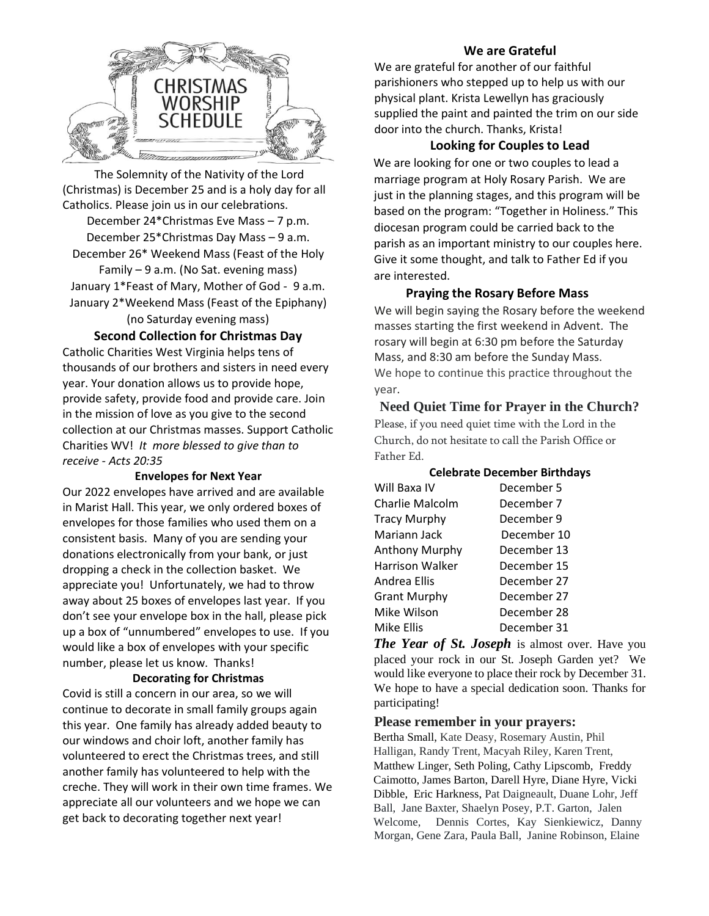# CHRISTMAS WORSHIP SCHEDULE

The Solemnity of the Nativity of the Lord (Christmas) is December 25 and is a holy day for all Catholics. Please join us in our celebrations.

December 24*Christmas Eve Mass – 7 p.m.
December 25*Christmas Day Mass – 9 a.m.
December 26* Weekend Mass (Feast of the Holy Family – 9 a.m. (No Sat. evening mass)
January 1*Feast of Mary, Mother of God - 9 a.m.
January 2*Weekend Mass (Feast of the Epiphany) (no Saturday evening mass)

### Second Collection for Christmas Day

Catholic Charities West Virginia helps tens of thousands of our brothers and sisters in need every year. Your donation allows us to provide hope, provide safety, provide food and provide care. Join in the mission of love as you give to the second collection at our Christmas masses. Support Catholic Charities WV! *It more blessed to give than to receive - Acts 20:35*

### Envelopes for Next Year

Our 2022 envelopes have arrived and are available in Marist Hall. This year, we only ordered boxes of envelopes for those families who used them on a consistent basis. Many of you are sending your donations electronically from your bank, or just dropping a check in the collection basket. We appreciate you! Unfortunately, we had to throw away about 25 boxes of envelopes last year. If you don't see your envelope box in the hall, please pick up a box of "unnumbered" envelopes to use. If you would like a box of envelopes with your specific number, please let us know. Thanks!

### Decorating for Christmas

Covid is still a concern in our area, so we will continue to decorate in small family groups again this year. One family has already added beauty to our windows and choir loft, another family has volunteered to erect the Christmas trees, and still another family has volunteered to help with the creche. They will work in their own time frames. We appreciate all our volunteers and we hope we can get back to decorating together next year!

### We are Grateful

We are grateful for another of our faithful parishioners who stepped up to help us with our physical plant. Krista Lewellyn has graciously supplied the paint and painted the trim on our side door into the church. Thanks, Krista!

### Looking for Couples to Lead

We are looking for one or two couples to lead a marriage program at Holy Rosary Parish. We are just in the planning stages, and this program will be based on the program: "Together in Holiness." This diocesan program could be carried back to the parish as an important ministry to our couples here. Give it some thought, and talk to Father Ed if you are interested.

### Praying the Rosary Before Mass

We will begin saying the Rosary before the weekend masses starting the first weekend in Advent. The rosary will begin at 6:30 pm before the Saturday Mass, and 8:30 am before the Sunday Mass. We hope to continue this practice throughout the year.

### Need Quiet Time for Prayer in the Church?

Please, if you need quiet time with the Lord in the Church, do not hesitate to call the Parish Office or Father Ed.

### Celebrate December Birthdays

| | |
|---|---|
| Will Baxa IV | December 5 |
| Charlie Malcolm | December 7 |
| Tracy Murphy | December 9 |
| Mariann Jack | December 10 |
| Anthony Murphy | December 13 |
| Harrison Walker | December 15 |
| Andrea Ellis | December 27 |
| Grant Murphy | December 27 |
| Mike Wilson | December 28 |
| Mike Ellis | December 31 |

***The Year of St. Joseph*** is almost over. Have you placed your rock in our St. Joseph Garden yet? We would like everyone to place their rock by December 31. We hope to have a special dedication soon. Thanks for participating!

### Please remember in your prayers:

Bertha Small, Kate Deasy, Rosemary Austin, Phil Halligan, Randy Trent, Macyah Riley, Karen Trent, Matthew Linger, Seth Poling, Cathy Lipscomb, Freddy Caimotto, James Barton, Darell Hyre, Diane Hyre, Vicki Dibble, Eric Harkness, Pat Daigneault, Duane Lohr, Jeff Ball, Jane Baxter, Shaelyn Posey, P.T. Garton, Jalen Welcome, Dennis Cortes, Kay Sienkiewicz, Danny Morgan, Gene Zara, Paula Ball, Janine Robinson, Elaine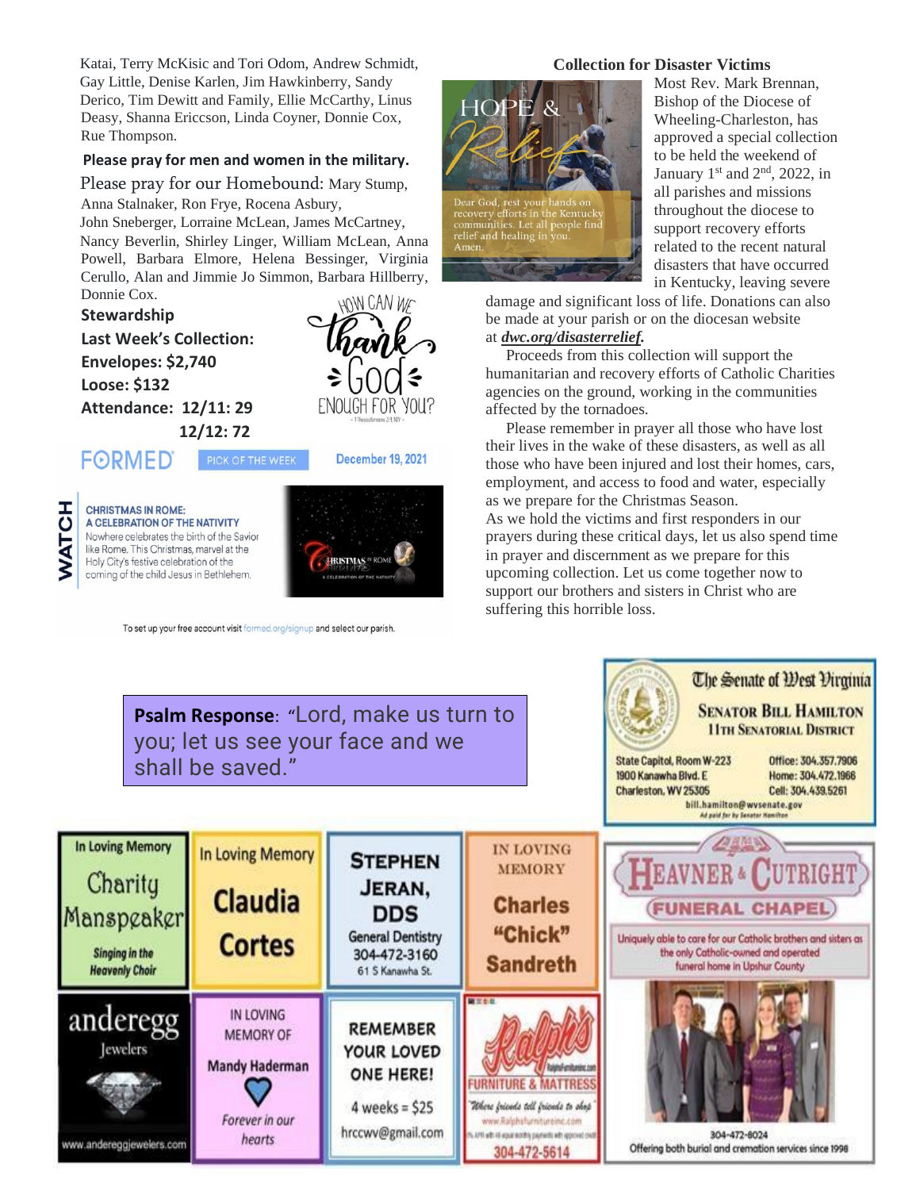Katai, Terry McKisic and Tori Odom, Andrew Schmidt, Gay Little, Denise Karlen, Jim Hawkinberry, Sandy Derico, Tim Dewitt and Family, Ellie McCarthy, Linus Deasy, Shanna Ericcson, Linda Coyner, Donnie Cox, Rue Thompson.

**Please pray for men and women in the military.**

Please pray for our Homebound: Mary Stump, Anna Stalnaker, Ron Frye, Rocena Asbury, John Sneberger, Lorraine McLean, James McCartney, Nancy Beverlin, Shirley Linger, William McLean, Anna Powell, Barbara Elmore, Helena Bessinger, Virginia Cerullo, Alan and Jimmie Jo Simmon, Barbara Hillbery, Donnie Cox.

## Stewardship

**Last Week's Collection:**
**Envelopes: $2,740**
**Loose: $132**
**Attendance: 12/11: 29**
**12/12: 72**

HOW CAN WE thank God ENOUGH FOR YOU?
- 1 Thessalonians 3:9 NIV -

FORMED PICK OF THE WEEK December 19, 2021

WATCH

**CHRISTMAS IN ROME: A CELEBRATION OF THE NATIVITY**
Nowhere celebrates the birth of the Savior like Rome. This Christmas, marvel at the Holy City's festive celebration of the coming of the child Jesus in Bethlehem.

To set up your free account visit formed.org/signup and select our parish.

## Collection for Disaster Victims

HOPE & Relief
Dear God, rest your hands on recovery efforts in the Kentucky communities. Let all people find relief and healing in you. Amen.

Most Rev. Mark Brennan, Bishop of the Diocese of Wheeling-Charleston, has approved a special collection to be held the weekend of January 1st and 2nd, 2022, in all parishes and missions throughout the diocese to support recovery efforts related to the recent natural disasters that have occurred in Kentucky, leaving severe damage and significant loss of life. Donations can also be made at your parish or on the diocesan website at ***dwc.org/disasterrelief***.

Proceeds from this collection will support the humanitarian and recovery efforts of Catholic Charities agencies on the ground, working in the communities affected by the tornadoes.

Please remember in prayer all those who have lost their lives in the wake of these disasters, as well as all those who have been injured and lost their homes, cars, employment, and access to food and water, especially as we prepare for the Christmas Season.

As we hold the victims and first responders in our prayers during these critical days, let us also spend time in prayer and discernment as we prepare for this upcoming collection. Let us come together now to support our brothers and sisters in Christ who are suffering this horrible loss.

**Psalm Response**: "Lord, make us turn to you; let us see your face and we shall be saved."

The Senate of West Virginia
Senator Bill Hamilton
11th Senatorial District
State Capitol, Room W-223
1900 Kanawha Blvd. E
Charleston, WV 25305
Office: 304.357.7906
Home: 304.472.1966
Cell: 304.439.5261
bill.hamilton@wvsenate.gov
Ad paid for by Senator Hamilton

In Loving Memory
Charity Manspeaker
Singing in the Heavenly Choir

In Loving Memory
Claudia Cortes

STEPHEN JERAN, DDS
General Dentistry
304-472-3160
61 S Kanawha St.

IN LOVING MEMORY
Charles "Chick" Sandreth

Heavner & Cutright Funeral Chapel
Uniquely able to care for our Catholic brothers and sisters as the only Catholic-owned and operated funeral home in Upshur County
304-472-8024
Offering both burial and cremation services since 1998

anderegg Jewelers
www.andereggjewelers.com

IN LOVING MEMORY OF
Mandy Haderman
Forever in our hearts

REMEMBER YOUR LOVED ONE HERE!
4 weeks = $25
hrccwv@gmail.com

Ralph's Furniture & Mattress
"Where friends tell friends to shop"
www.Ralphsfurnitureinc.com
304-472-5614